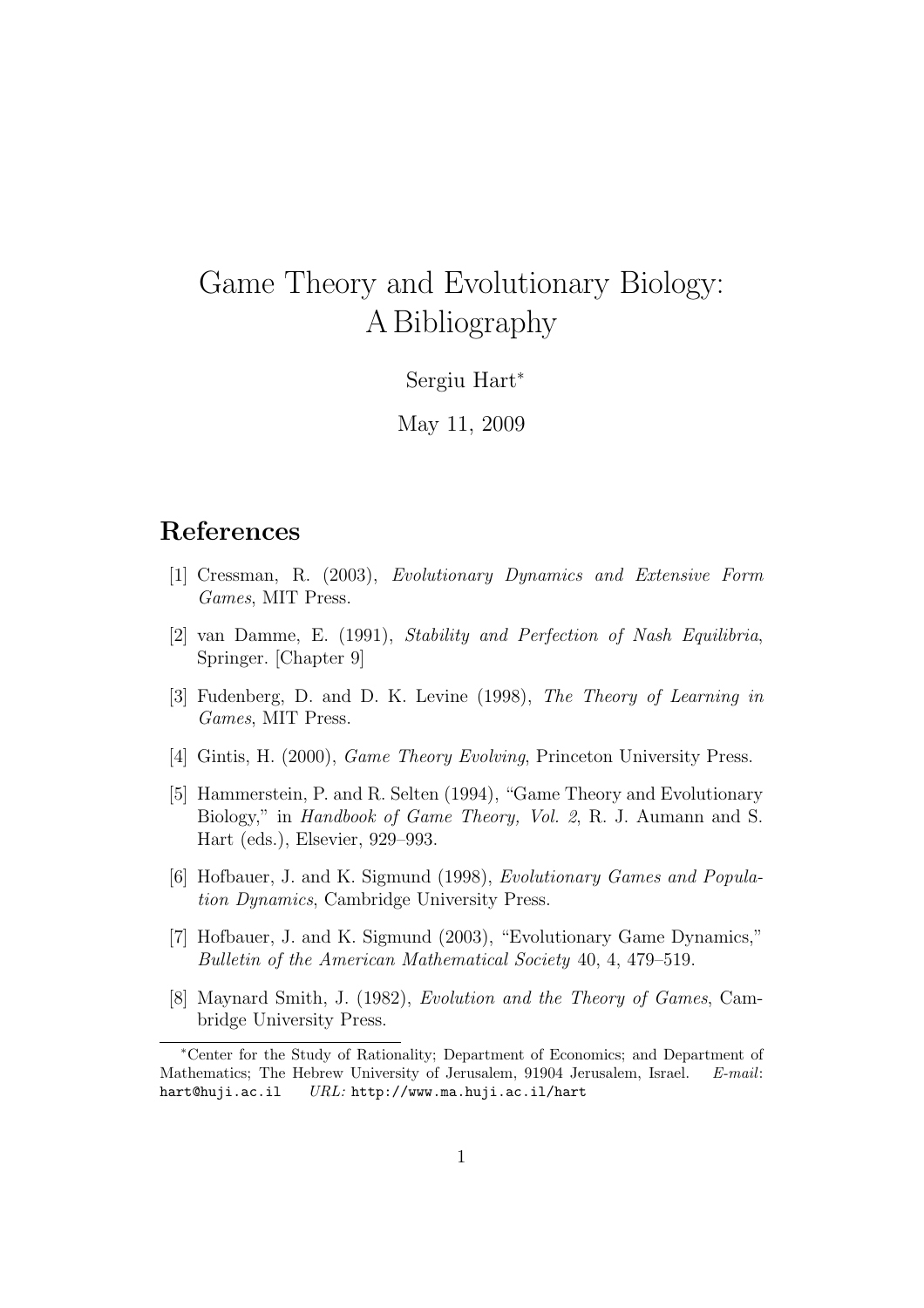# Game Theory and Evolutionary Biology: A Bibliography

Sergiu Hart*

May 11, 2009

## References

[1] Cressman, R. (2003), *Evolutionary Dynamics and Extensive Form Games*, MIT Press.

[2] van Damme, E. (1991), *Stability and Perfection of Nash Equilibria*, Springer. [Chapter 9]

[3] Fudenberg, D. and D. K. Levine (1998), *The Theory of Learning in Games*, MIT Press.

[4] Gintis, H. (2000), *Game Theory Evolving*, Princeton University Press.

[5] Hammerstein, P. and R. Selten (1994), "Game Theory and Evolutionary Biology," in *Handbook of Game Theory, Vol. 2*, R. J. Aumann and S. Hart (eds.), Elsevier, 929–993.

[6] Hofbauer, J. and K. Sigmund (1998), *Evolutionary Games and Population Dynamics*, Cambridge University Press.

[7] Hofbauer, J. and K. Sigmund (2003), "Evolutionary Game Dynamics," *Bulletin of the American Mathematical Society* 40, 4, 479–519.

[8] Maynard Smith, J. (1982), *Evolution and the Theory of Games*, Cambridge University Press.

---

*Center for the Study of Rationality; Department of Economics; and Department of Mathematics; The Hebrew University of Jerusalem, 91904 Jerusalem, Israel. *E-mail*: `hart@huji.ac.il` *URL:* `http://www.ma.huji.ac.il/hart`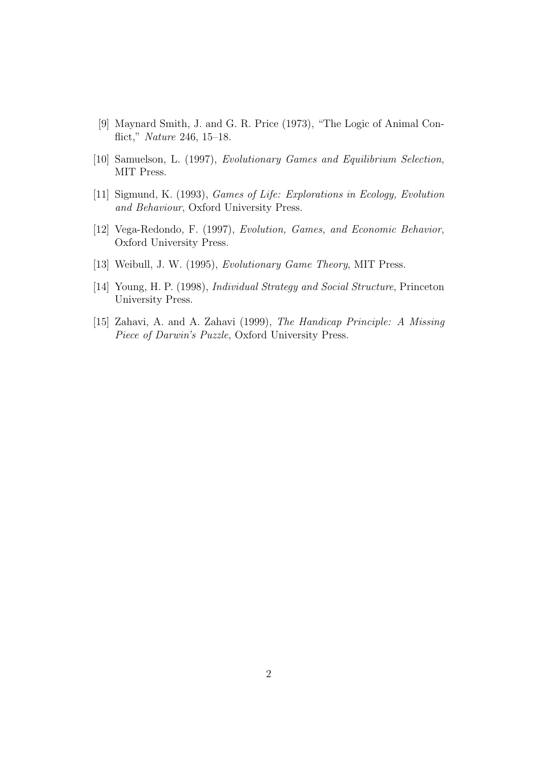[9] Maynard Smith, J. and G. R. Price (1973), "The Logic of Animal Conflict," *Nature* 246, 15–18.

[10] Samuelson, L. (1997), *Evolutionary Games and Equilibrium Selection*, MIT Press.

[11] Sigmund, K. (1993), *Games of Life: Explorations in Ecology, Evolution and Behaviour*, Oxford University Press.

[12] Vega-Redondo, F. (1997), *Evolution, Games, and Economic Behavior*, Oxford University Press.

[13] Weibull, J. W. (1995), *Evolutionary Game Theory*, MIT Press.

[14] Young, H. P. (1998), *Individual Strategy and Social Structure*, Princeton University Press.

[15] Zahavi, A. and A. Zahavi (1999), *The Handicap Principle: A Missing Piece of Darwin's Puzzle*, Oxford University Press.